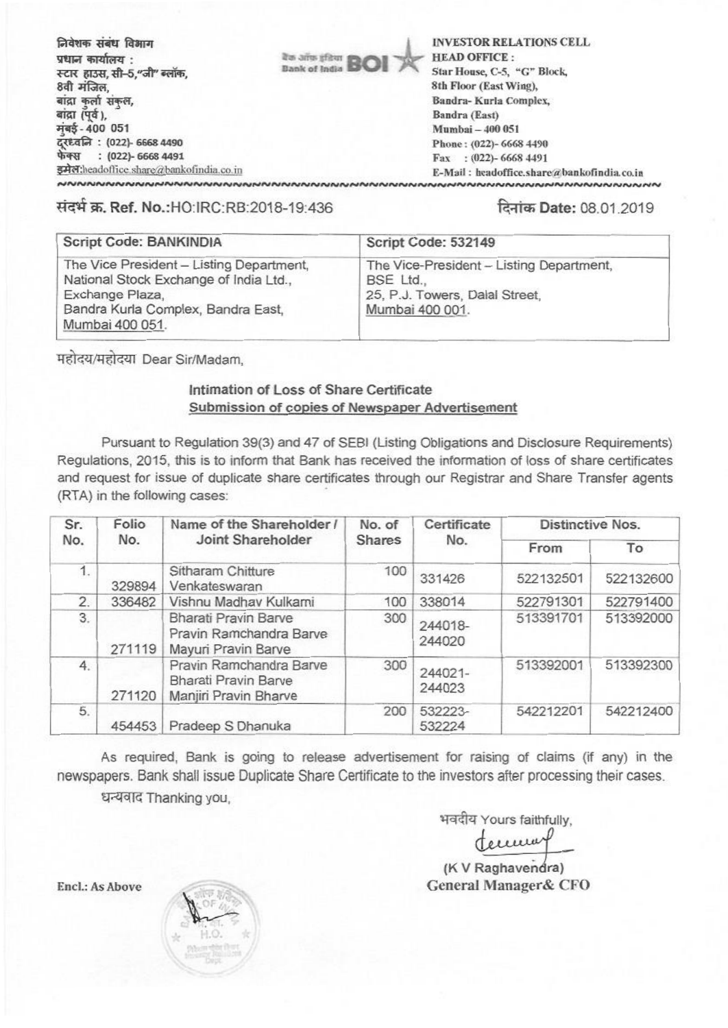निवेशक संबंध विभाग
प्रधान कार्यालय :
स्टार हाउस, सी-5,"जी" ब्लॉक,
8वी मंजिल,
बांद्रा कुर्ला संकुल,
बांद्रा (पूर्व),
मुंबई - 400 051
दूरध्वनि : (022)- 6668 4490
फेक्स : (022)- 6668 4491
इमेल:headoffice.share@bankofindia.co.in

बैंक ऑफ इंडिया Bank of India BOI

INVESTOR RELATIONS CELL
HEAD OFFICE :
Star House, C-5, "G" Block,
8th Floor (East Wing),
Bandra- Kurla Complex,
Bandra (East)
Mumbai – 400 051
Phone : (022)- 6668 4490
Fax : (022)- 6668 4491
E-Mail : headoffice.share@bankofindia.co.in

संदर्भ क्र. **Ref. No.**:HO:IRC:RB:2018-19:436

दिनांक **Date:** 08.01.2019

| Script Code: BANKINDIA | Script Code: 532149 |
|---|---|
| The Vice President – Listing Department, National Stock Exchange of India Ltd., Exchange Plaza, Bandra Kurla Complex, Bandra East, Mumbai 400 051. | The Vice-President – Listing Department, BSE Ltd., 25, P.J. Towers, Dalal Street, Mumbai 400 001. |

महोदय/महोदया Dear Sir/Madam,

**Intimation of Loss of Share Certificate**
**Submission of copies of Newspaper Advertisement**

Pursuant to Regulation 39(3) and 47 of SEBI (Listing Obligations and Disclosure Requirements) Regulations, 2015, this is to inform that Bank has received the information of loss of share certificates and request for issue of duplicate share certificates through our Registrar and Share Transfer agents (RTA) in the following cases:

| Sr. No. | Folio No. | Name of the Shareholder / Joint Shareholder | No. of Shares | Certificate No. | Distinctive Nos. | |
|---|---|---|---|---|---|---|
| | | | | | From | To |
| 1. | 329894 | Sitharam Chitture Venkateswaran | 100 | 331426 | 522132501 | 522132600 |
| 2. | 336482 | Vishnu Madhav Kulkarni | 100 | 338014 | 522791301 | 522791400 |
| 3. | 271119 | Bharati Pravin Barve<br>Pravin Ramchandra Barve<br>Mayuri Pravin Barve | 300 | 244018-244020 | 513391701 | 513392000 |
| 4. | 271120 | Pravin Ramchandra Barve<br>Bharati Pravin Barve<br>Manjiri Pravin Bharve | 300 | 244021-244023 | 513392001 | 513392300 |
| 5. | 454453 | Pradeep S Dhanuka | 200 | 532223-532224 | 542212201 | 542212400 |

As required, Bank is going to release advertisement for raising of claims (if any) in the newspapers. Bank shall issue Duplicate Share Certificate to the investors after processing their cases.

धन्यवाद Thanking you,

भवदीय Yours faithfully,

(K V Raghavendra)
**General Manager& CFO**

**Encl.: As Above**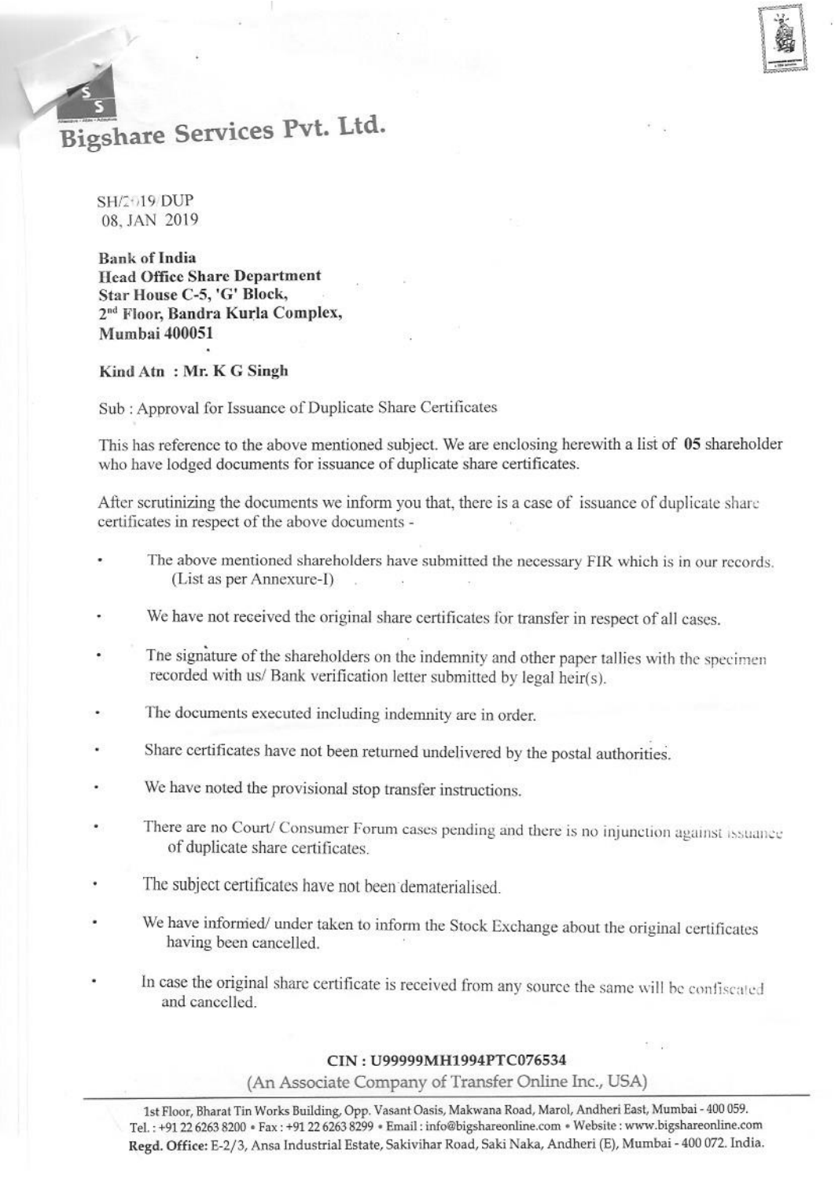# Bigshare Services Pvt. Ltd.

SH/2019/DUP
08, JAN 2019

**Bank of India**
**Head Office Share Department**
**Star House C-5, 'G' Block,**
**2nd Floor, Bandra Kurla Complex,**
**Mumbai 400051**

**Kind Atn : Mr. K G Singh**

Sub : Approval for Issuance of Duplicate Share Certificates

This has reference to the above mentioned subject. We are enclosing herewith a list of **05** shareholder who have lodged documents for issuance of duplicate share certificates.

After scrutinizing the documents we inform you that, there is a case of issuance of duplicate share certificates in respect of the above documents -

- The above mentioned shareholders have submitted the necessary FIR which is in our records. (List as per Annexure-I)
- We have not received the original share certificates for transfer in respect of all cases.
- The signature of the shareholders on the indemnity and other paper tallies with the specimen recorded with us/ Bank verification letter submitted by legal heir(s).
- The documents executed including indemnity are in order.
- Share certificates have not been returned undelivered by the postal authorities.
- We have noted the provisional stop transfer instructions.
- There are no Court/ Consumer Forum cases pending and there is no injunction against issuance of duplicate share certificates.
- The subject certificates have not been dematerialised.
- We have informed/ under taken to inform the Stock Exchange about the original certificates having been cancelled.
- In case the original share certificate is received from any source the same will be confiscated and cancelled.

**CIN : U99999MH1994PTC076534**

(An Associate Company of Transfer Online Inc., USA)

1st Floor, Bharat Tin Works Building, Opp. Vasant Oasis, Makwana Road, Marol, Andheri East, Mumbai - 400 059.
Tel.: +91 22 6263 8200 • Fax : +91 22 6263 8299 • Email : info@bigshareonline.com • Website : www.bigshareonline.com
**Regd. Office:** E-2/3, Ansa Industrial Estate, Sakivihar Road, Saki Naka, Andheri (E), Mumbai - 400 072. India.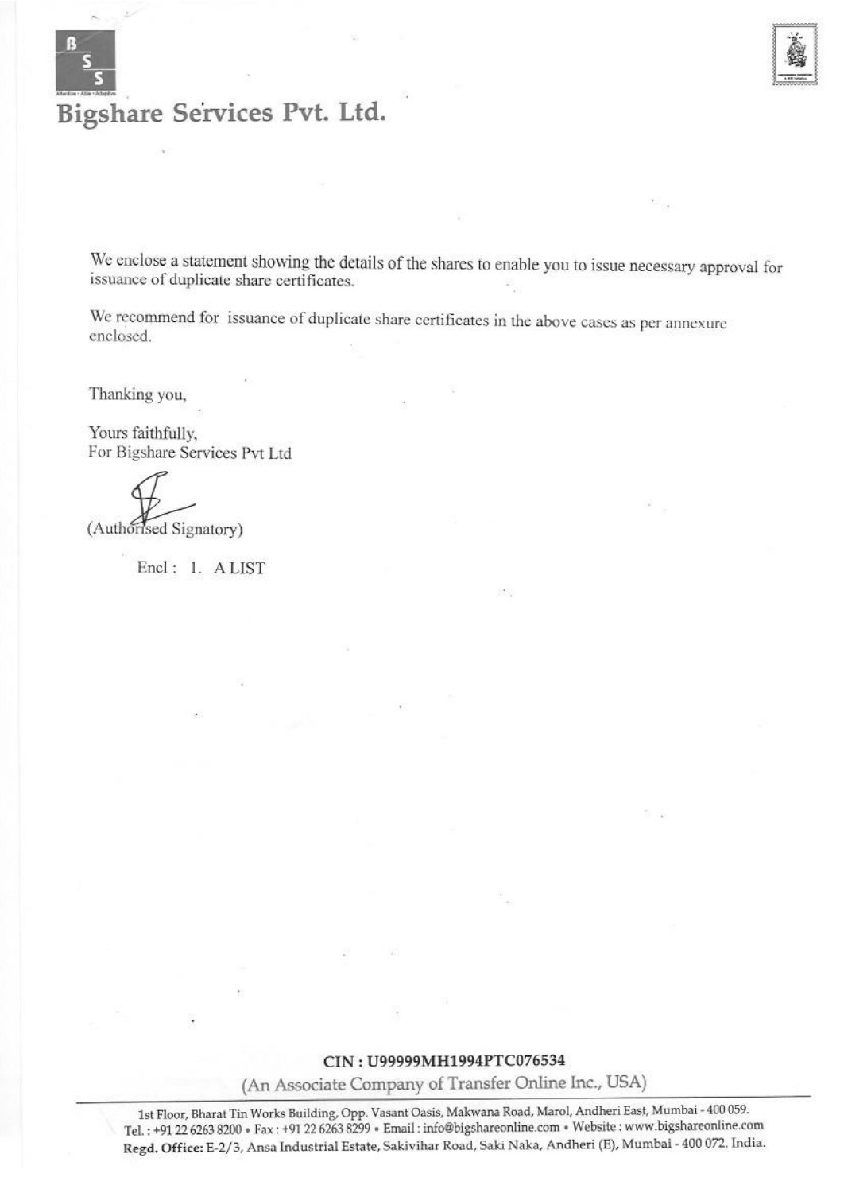# Bigshare Services Pvt. Ltd.

We enclose a statement showing the details of the shares to enable you to issue necessary approval for issuance of duplicate share certificates.

We recommend for issuance of duplicate share certificates in the above cases as per annexure enclosed.

Thanking you,

Yours faithfully,
For Bigshare Services Pvt Ltd

(Authorised Signatory)

Encl : 1. A LIST

**CIN : U99999MH1994PTC076534**

(An Associate Company of Transfer Online Inc., USA)

1st Floor, Bharat Tin Works Building, Opp. Vasant Oasis, Makwana Road, Marol, Andheri East, Mumbai - 400 059.
Tel. : +91 22 6263 8200 • Fax : +91 22 6263 8299 • Email : info@bigshareonline.com • Website : www.bigshareonline.com
**Regd. Office:** E-2/3, Ansa Industrial Estate, Sakivihar Road, Saki Naka, Andheri (E), Mumbai - 400 072. India.